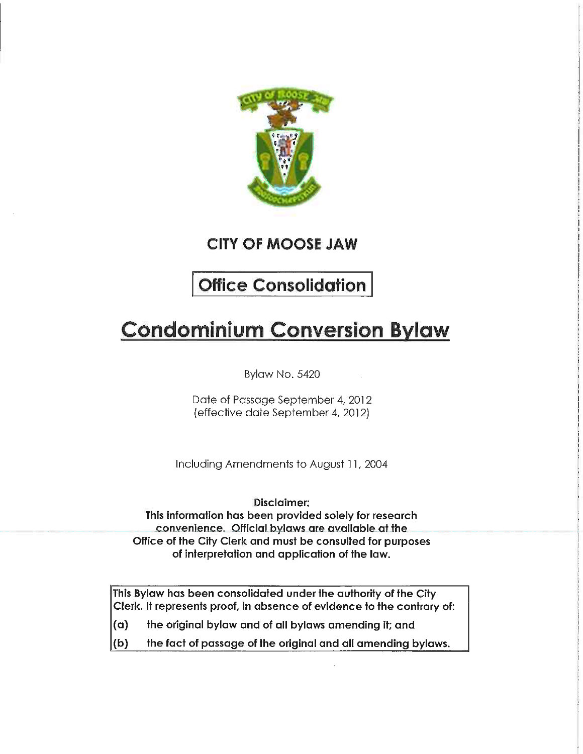# CITY OF MOOSE JAW

## Office Consolidation

# Condominium Conversion Bylaw

Bylaw No. 5420

Date of Passage September 4, 2012
(effective date September 4, 2012)

Including Amendments to August 11, 2004

**Disclaimer:**
**This information has been provided solely for research convenience. Official bylaws are available at the Office of the City Clerk and must be consulted for purposes of interpretation and application of the law.**

**This Bylaw has been consolidated under the authority of the City Clerk. It represents proof, in absence of evidence to the contrary of:**

**(a) the original bylaw and of all bylaws amending it; and**

**(b) the fact of passage of the original and all amending bylaws.**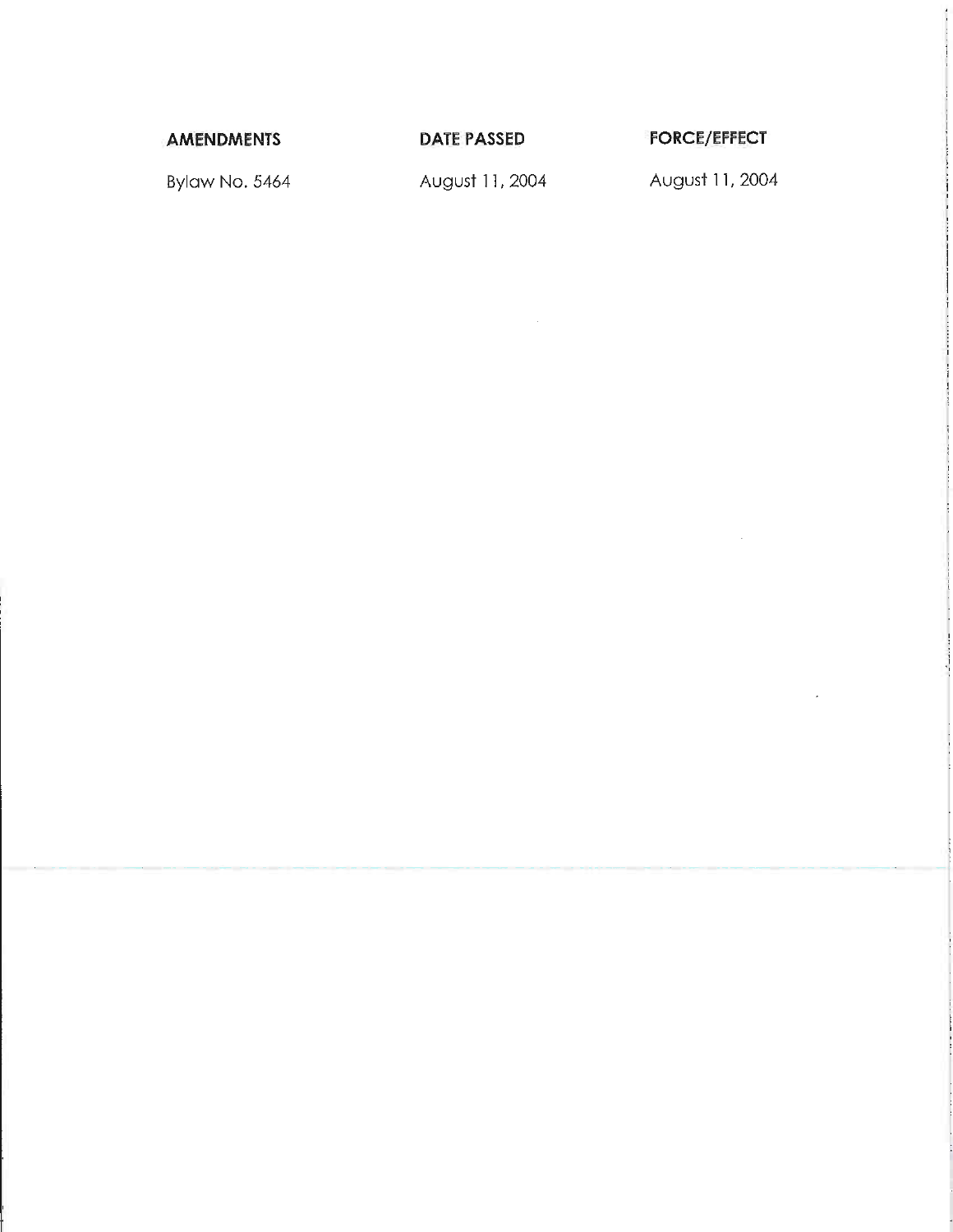| AMENDMENTS | DATE PASSED | FORCE/EFFECT |
| --- | --- | --- |
| Bylaw No. 5464 | August 11, 2004 | August 11, 2004 |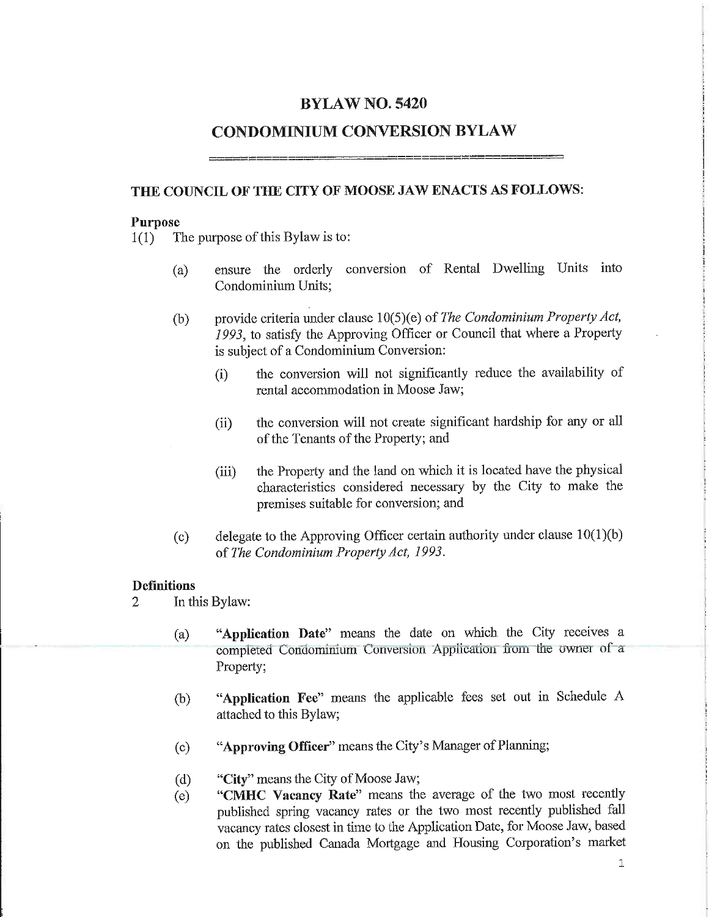# BYLAW NO. 5420

# CONDOMINIUM CONVERSION BYLAW

## THE COUNCIL OF THE CITY OF MOOSE JAW ENACTS AS FOLLOWS:

**Purpose**

1(1) The purpose of this Bylaw is to:

(a) ensure the orderly conversion of Rental Dwelling Units into Condominium Units;

(b) provide criteria under clause 10(5)(e) of *The Condominium Property Act, 1993*, to satisfy the Approving Officer or Council that where a Property is subject of a Condominium Conversion:

(i) the conversion will not significantly reduce the availability of rental accommodation in Moose Jaw;

(ii) the conversion will not create significant hardship for any or all of the Tenants of the Property; and

(iii) the Property and the land on which it is located have the physical characteristics considered necessary by the City to make the premises suitable for conversion; and

(c) delegate to the Approving Officer certain authority under clause 10(1)(b) of *The Condominium Property Act, 1993*.

**Definitions**

2 In this Bylaw:

(a) **"Application Date"** means the date on which the City receives a completed Condominium Conversion Application from the owner of a Property;

(b) **"Application Fee"** means the applicable fees set out in Schedule A attached to this Bylaw;

(c) **"Approving Officer"** means the City's Manager of Planning;

(d) **"City"** means the City of Moose Jaw;

(e) **"CMHC Vacancy Rate"** means the average of the two most recently published spring vacancy rates or the two most recently published fall vacancy rates closest in time to the Application Date, for Moose Jaw, based on the published Canada Mortgage and Housing Corporation's market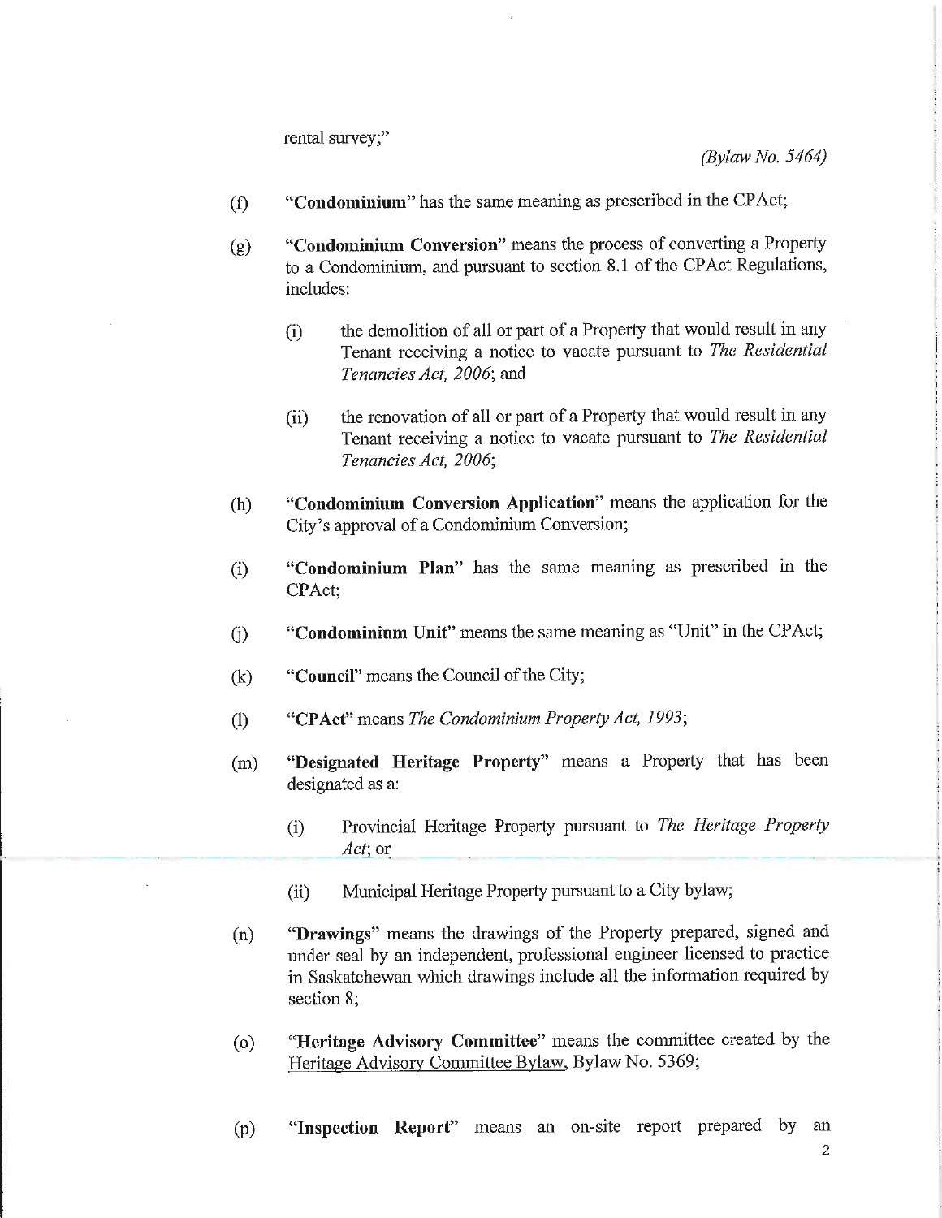rental survey;"

*(Bylaw No. 5464)*

(f) "**Condominium**" has the same meaning as prescribed in the CPAct;

(g) "**Condominium Conversion**" means the process of converting a Property to a Condominium, and pursuant to section 8.1 of the CPAct Regulations, includes:

   (i) the demolition of all or part of a Property that would result in any Tenant receiving a notice to vacate pursuant to *The Residential Tenancies Act, 2006*; and

   (ii) the renovation of all or part of a Property that would result in any Tenant receiving a notice to vacate pursuant to *The Residential Tenancies Act, 2006*;

(h) "**Condominium Conversion Application**" means the application for the City's approval of a Condominium Conversion;

(i) "**Condominium Plan**" has the same meaning as prescribed in the CPAct;

(j) "**Condominium Unit**" means the same meaning as "Unit" in the CPAct;

(k) "**Council**" means the Council of the City;

(l) "**CPAct**" means *The Condominium Property Act, 1993*;

(m) "**Designated Heritage Property**" means a Property that has been designated as a:

   (i) Provincial Heritage Property pursuant to *The Heritage Property Act*; or

   (ii) Municipal Heritage Property pursuant to a City bylaw;

(n) "**Drawings**" means the drawings of the Property prepared, signed and under seal by an independent, professional engineer licensed to practice in Saskatchewan which drawings include all the information required by section 8;

(o) "**Heritage Advisory Committee**" means the committee created by the Heritage Advisory Committee Bylaw, Bylaw No. 5369;

(p) "**Inspection Report**" means an on-site report prepared by an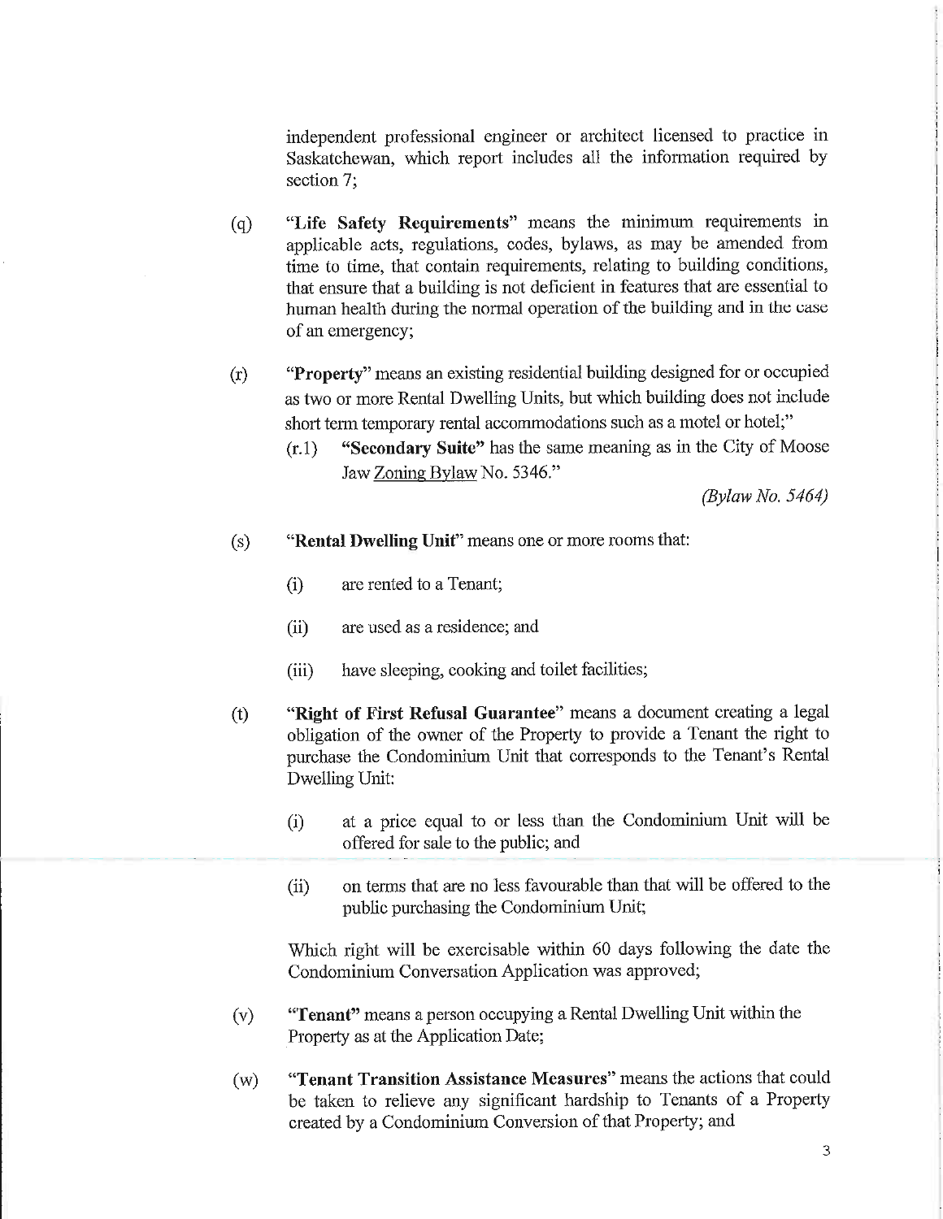independent professional engineer or architect licensed to practice in Saskatchewan, which report includes all the information required by section 7;

(q) **"Life Safety Requirements"** means the minimum requirements in applicable acts, regulations, codes, bylaws, as may be amended from time to time, that contain requirements, relating to building conditions, that ensure that a building is not deficient in features that are essential to human health during the normal operation of the building and in the case of an emergency;

(r) **"Property"** means an existing residential building designed for or occupied as two or more Rental Dwelling Units, but which building does not include short term temporary rental accommodations such as a motel or hotel;"

(r.1) **"Secondary Suite"** has the same meaning as in the City of Moose Jaw Zoning Bylaw No. 5346."

*(Bylaw No. 5464)*

(s) **"Rental Dwelling Unit"** means one or more rooms that:

(i) are rented to a Tenant;

(ii) are used as a residence; and

(iii) have sleeping, cooking and toilet facilities;

(t) **"Right of First Refusal Guarantee"** means a document creating a legal obligation of the owner of the Property to provide a Tenant the right to purchase the Condominium Unit that corresponds to the Tenant's Rental Dwelling Unit:

(i) at a price equal to or less than the Condominium Unit will be offered for sale to the public; and

(ii) on terms that are no less favourable than that will be offered to the public purchasing the Condominium Unit;

Which right will be exercisable within 60 days following the date the Condominium Conversation Application was approved;

(v) **"Tenant"** means a person occupying a Rental Dwelling Unit within the Property as at the Application Date;

(w) **"Tenant Transition Assistance Measures"** means the actions that could be taken to relieve any significant hardship to Tenants of a Property created by a Condominium Conversion of that Property; and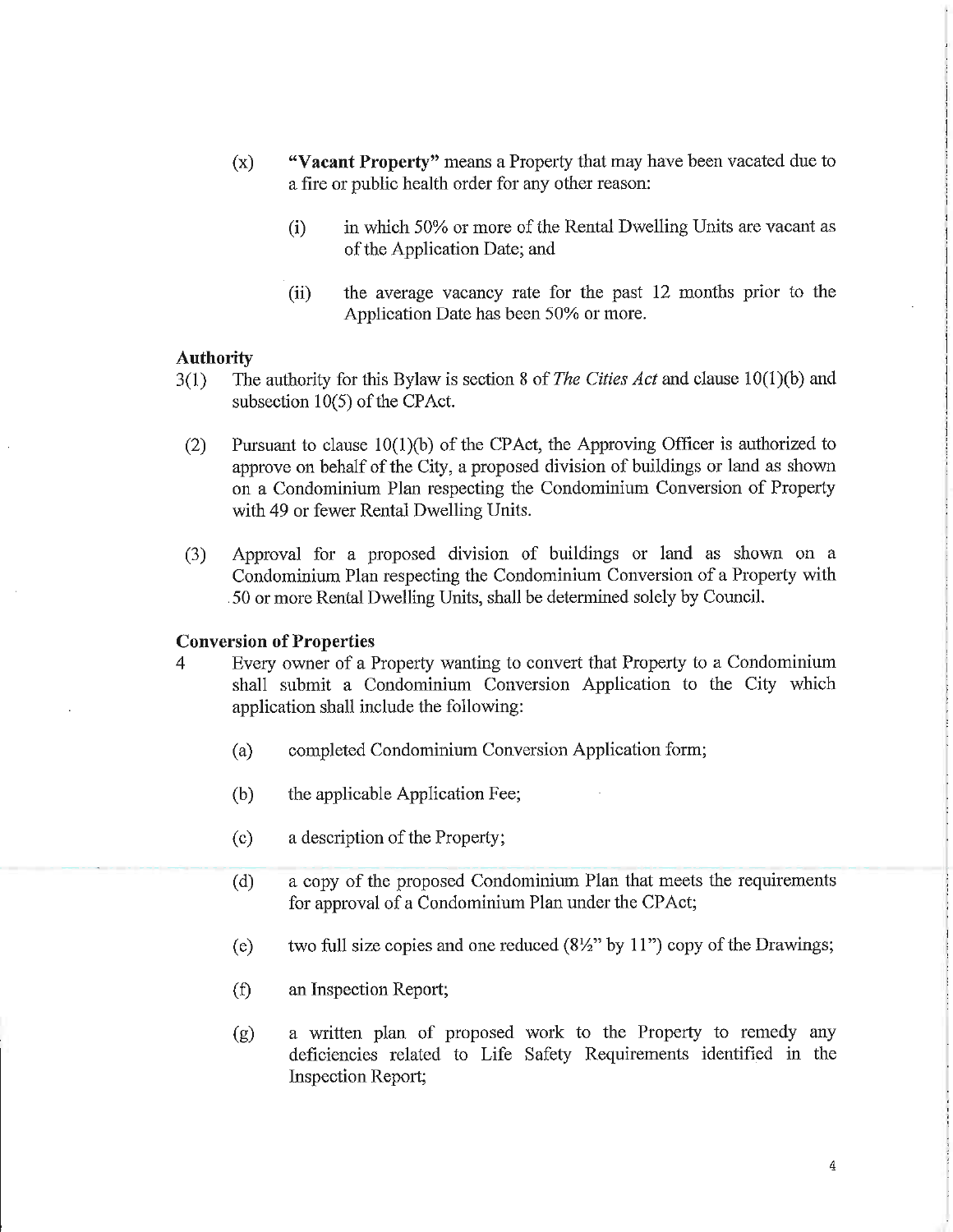(x) **"Vacant Property"** means a Property that may have been vacated due to a fire or public health order for any other reason:

   (i) in which 50% or more of the Rental Dwelling Units are vacant as of the Application Date; and

   (ii) the average vacancy rate for the past 12 months prior to the Application Date has been 50% or more.

**Authority**

3(1) The authority for this Bylaw is section 8 of *The Cities Act* and clause 10(1)(b) and subsection 10(5) of the CPAct.

(2) Pursuant to clause 10(1)(b) of the CPAct, the Approving Officer is authorized to approve on behalf of the City, a proposed division of buildings or land as shown on a Condominium Plan respecting the Condominium Conversion of Property with 49 or fewer Rental Dwelling Units.

(3) Approval for a proposed division of buildings or land as shown on a Condominium Plan respecting the Condominium Conversion of a Property with 50 or more Rental Dwelling Units, shall be determined solely by Council.

**Conversion of Properties**

4 Every owner of a Property wanting to convert that Property to a Condominium shall submit a Condominium Conversion Application to the City which application shall include the following:

   (a) completed Condominium Conversion Application form;

   (b) the applicable Application Fee;

   (c) a description of the Property;

   (d) a copy of the proposed Condominium Plan that meets the requirements for approval of a Condominium Plan under the CPAct;

   (e) two full size copies and one reduced (8½" by 11") copy of the Drawings;

   (f) an Inspection Report;

   (g) a written plan of proposed work to the Property to remedy any deficiencies related to Life Safety Requirements identified in the Inspection Report;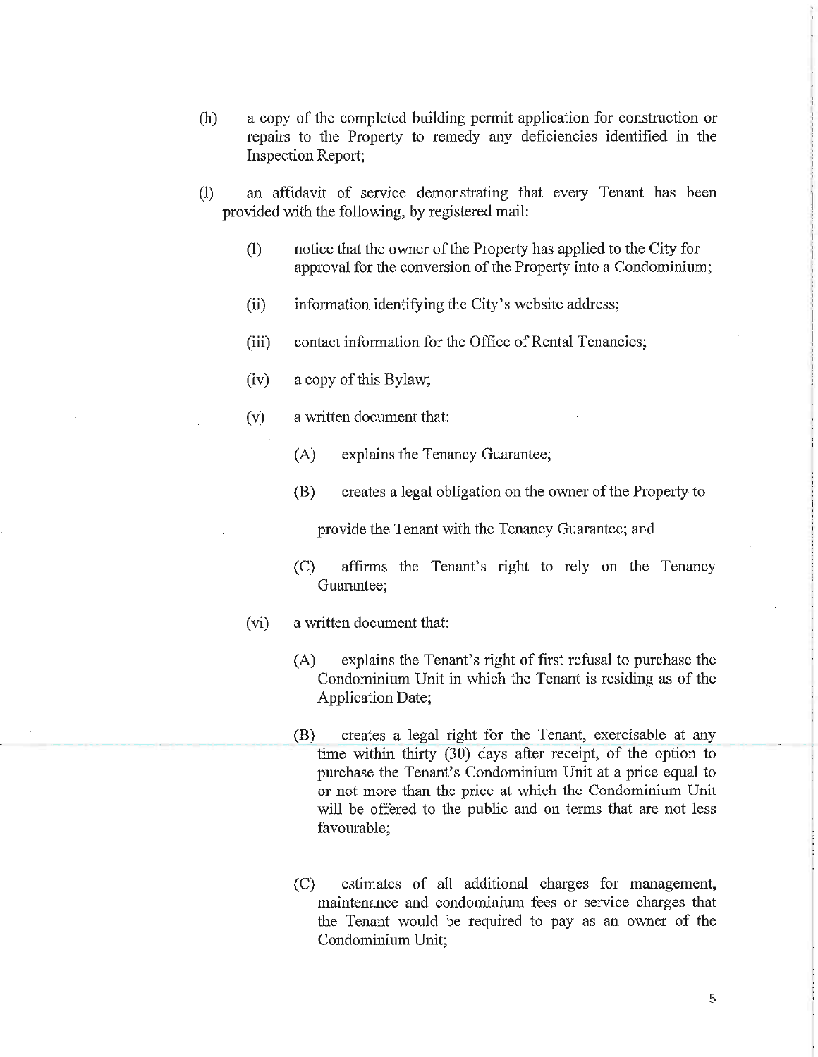(h) a copy of the completed building permit application for construction or repairs to the Property to remedy any deficiencies identified in the Inspection Report;

(l) an affidavit of service demonstrating that every Tenant has been provided with the following, by registered mail:

(I) notice that the owner of the Property has applied to the City for approval for the conversion of the Property into a Condominium;

(ii) information identifying the City's website address;

(iii) contact information for the Office of Rental Tenancies;

(iv) a copy of this Bylaw;

(v) a written document that:

(A) explains the Tenancy Guarantee;

(B) creates a legal obligation on the owner of the Property to provide the Tenant with the Tenancy Guarantee; and

(C) affirms the Tenant's right to rely on the Tenancy Guarantee;

(vi) a written document that:

(A) explains the Tenant's right of first refusal to purchase the Condominium Unit in which the Tenant is residing as of the Application Date;

(B) creates a legal right for the Tenant, exercisable at any time within thirty (30) days after receipt, of the option to purchase the Tenant's Condominium Unit at a price equal to or not more than the price at which the Condominium Unit will be offered to the public and on terms that are not less favourable;

(C) estimates of all additional charges for management, maintenance and condominium fees or service charges that the Tenant would be required to pay as an owner of the Condominium Unit;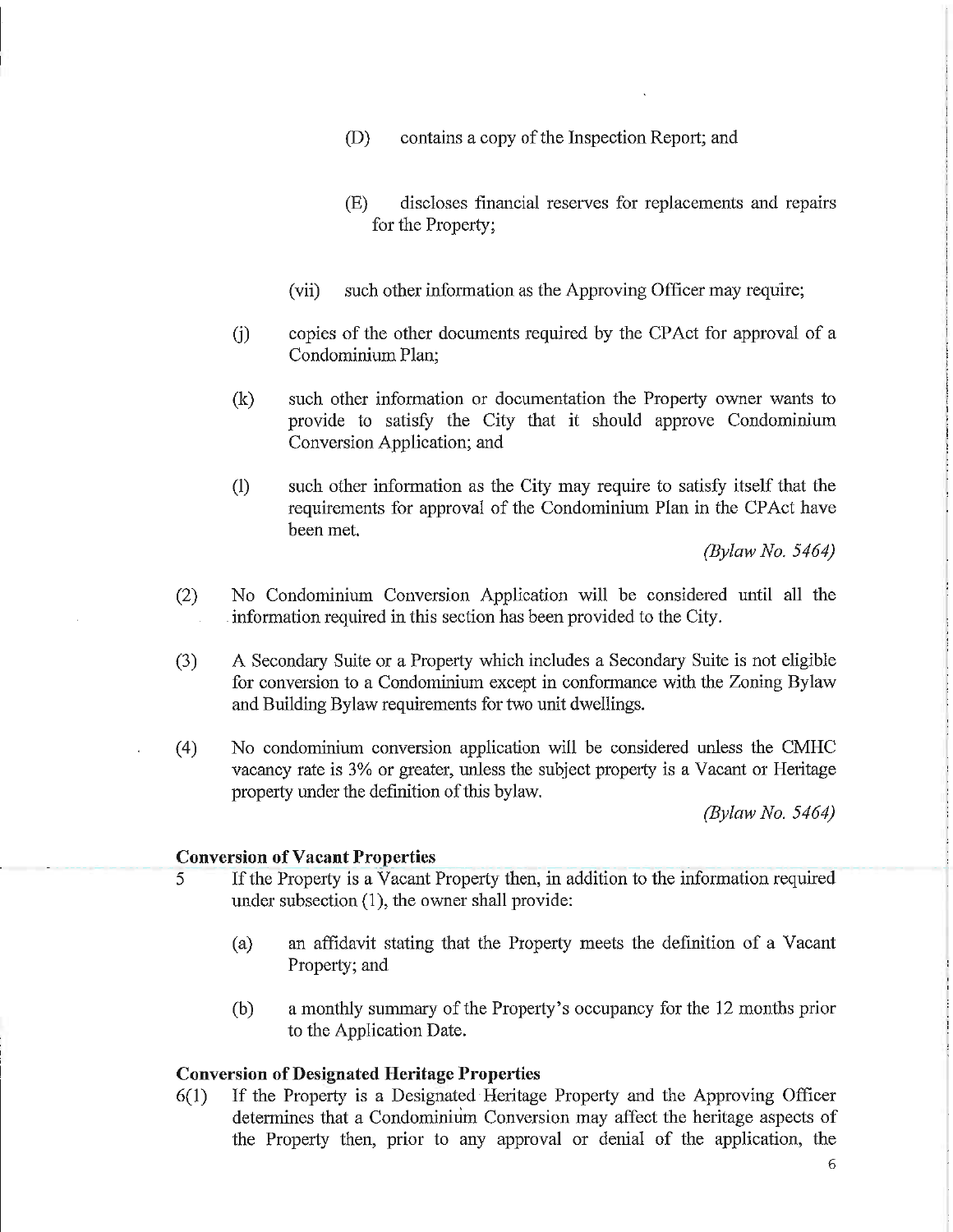(D) contains a copy of the Inspection Report; and

(E) discloses financial reserves for replacements and repairs for the Property;

(vii) such other information as the Approving Officer may require;

(j) copies of the other documents required by the CPAct for approval of a Condominium Plan;

(k) such other information or documentation the Property owner wants to provide to satisfy the City that it should approve Condominium Conversion Application; and

(l) such other information as the City may require to satisfy itself that the requirements for approval of the Condominium Plan in the CPAct have been met.

*(Bylaw No. 5464)*

(2) No Condominium Conversion Application will be considered until all the information required in this section has been provided to the City.

(3) A Secondary Suite or a Property which includes a Secondary Suite is not eligible for conversion to a Condominium except in conformance with the Zoning Bylaw and Building Bylaw requirements for two unit dwellings.

(4) No condominium conversion application will be considered unless the CMHC vacancy rate is 3% or greater, unless the subject property is a Vacant or Heritage property under the definition of this bylaw.

*(Bylaw No. 5464)*

**Conversion of Vacant Properties**

5 If the Property is a Vacant Property then, in addition to the information required under subsection (1), the owner shall provide:

(a) an affidavit stating that the Property meets the definition of a Vacant Property; and

(b) a monthly summary of the Property's occupancy for the 12 months prior to the Application Date.

**Conversion of Designated Heritage Properties**

6(1) If the Property is a Designated Heritage Property and the Approving Officer determines that a Condominium Conversion may affect the heritage aspects of the Property then, prior to any approval or denial of the application, the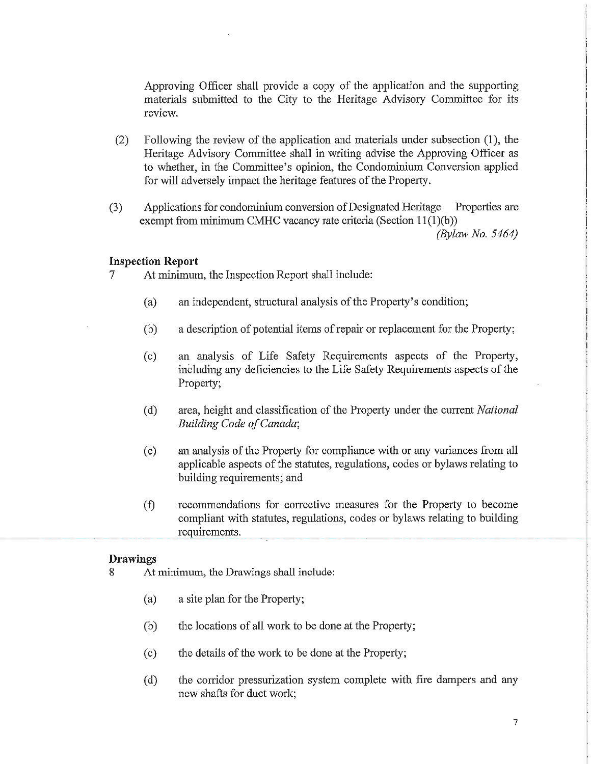Approving Officer shall provide a copy of the application and the supporting materials submitted to the City to the Heritage Advisory Committee for its review.

(2) Following the review of the application and materials under subsection (1), the Heritage Advisory Committee shall in writing advise the Approving Officer as to whether, in the Committee's opinion, the Condominium Conversion applied for will adversely impact the heritage features of the Property.

(3) Applications for condominium conversion of Designated Heritage Properties are exempt from minimum CMHC vacancy rate criteria (Section 11(1)(b))

*(Bylaw No. 5464)*

**Inspection Report**

7 At minimum, the Inspection Report shall include:

(a) an independent, structural analysis of the Property's condition;

(b) a description of potential items of repair or replacement for the Property;

(c) an analysis of Life Safety Requirements aspects of the Property, including any deficiencies to the Life Safety Requirements aspects of the Property;

(d) area, height and classification of the Property under the current *National Building Code of Canada*;

(e) an analysis of the Property for compliance with or any variances from all applicable aspects of the statutes, regulations, codes or bylaws relating to building requirements; and

(f) recommendations for corrective measures for the Property to become compliant with statutes, regulations, codes or bylaws relating to building requirements.

**Drawings**

8 At minimum, the Drawings shall include:

(a) a site plan for the Property;

(b) the locations of all work to be done at the Property;

(c) the details of the work to be done at the Property;

(d) the corridor pressurization system complete with fire dampers and any new shafts for duct work;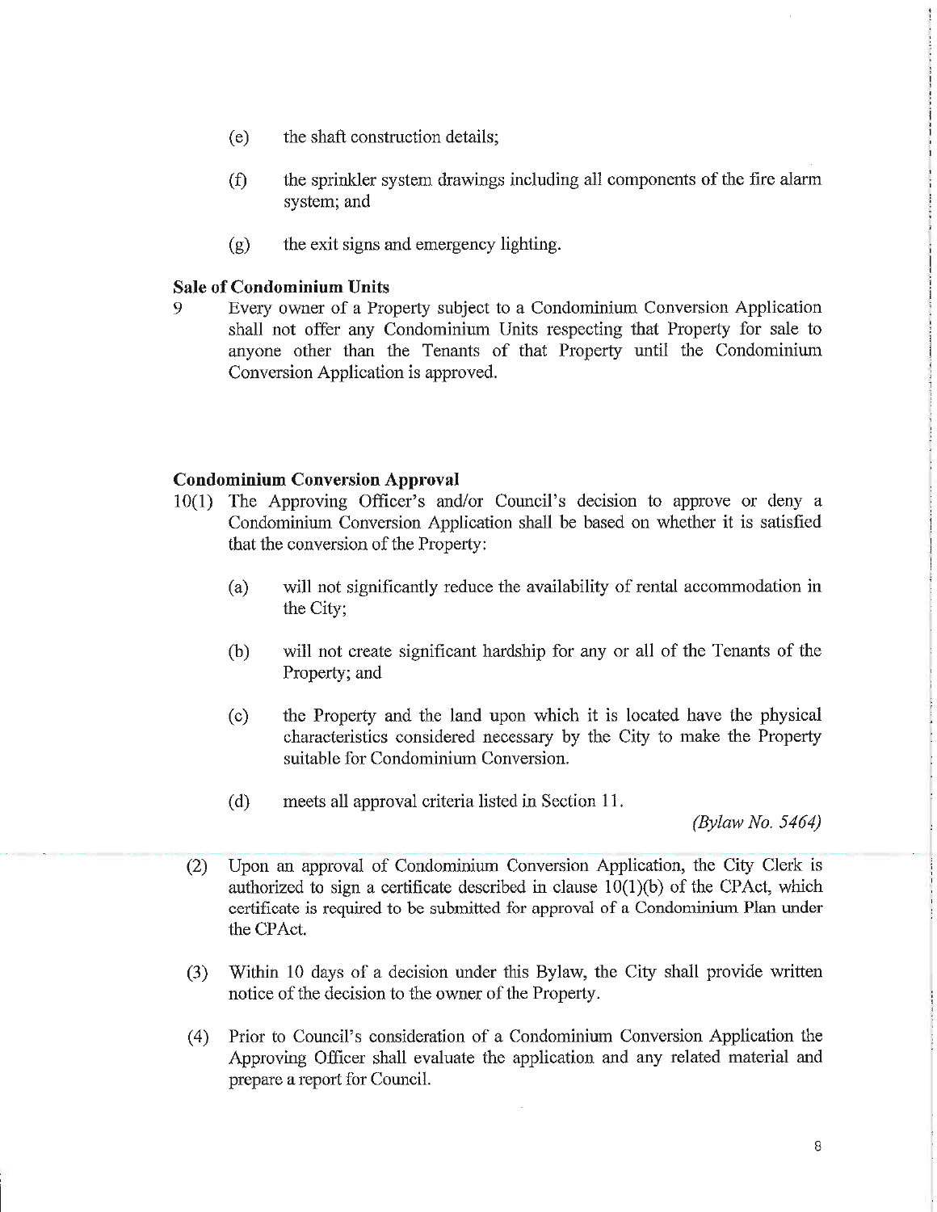(e) the shaft construction details;

(f) the sprinkler system drawings including all components of the fire alarm system; and

(g) the exit signs and emergency lighting.

**Sale of Condominium Units**

9 Every owner of a Property subject to a Condominium Conversion Application shall not offer any Condominium Units respecting that Property for sale to anyone other than the Tenants of that Property until the Condominium Conversion Application is approved.

**Condominium Conversion Approval**

10(1) The Approving Officer's and/or Council's decision to approve or deny a Condominium Conversion Application shall be based on whether it is satisfied that the conversion of the Property:

(a) will not significantly reduce the availability of rental accommodation in the City;

(b) will not create significant hardship for any or all of the Tenants of the Property; and

(c) the Property and the land upon which it is located have the physical characteristics considered necessary by the City to make the Property suitable for Condominium Conversion.

(d) meets all approval criteria listed in Section 11.

*(Bylaw No. 5464)*

(2) Upon an approval of Condominium Conversion Application, the City Clerk is authorized to sign a certificate described in clause 10(1)(b) of the CPAct, which certificate is required to be submitted for approval of a Condominium Plan under the CPAct.

(3) Within 10 days of a decision under this Bylaw, the City shall provide written notice of the decision to the owner of the Property.

(4) Prior to Council's consideration of a Condominium Conversion Application the Approving Officer shall evaluate the application and any related material and prepare a report for Council.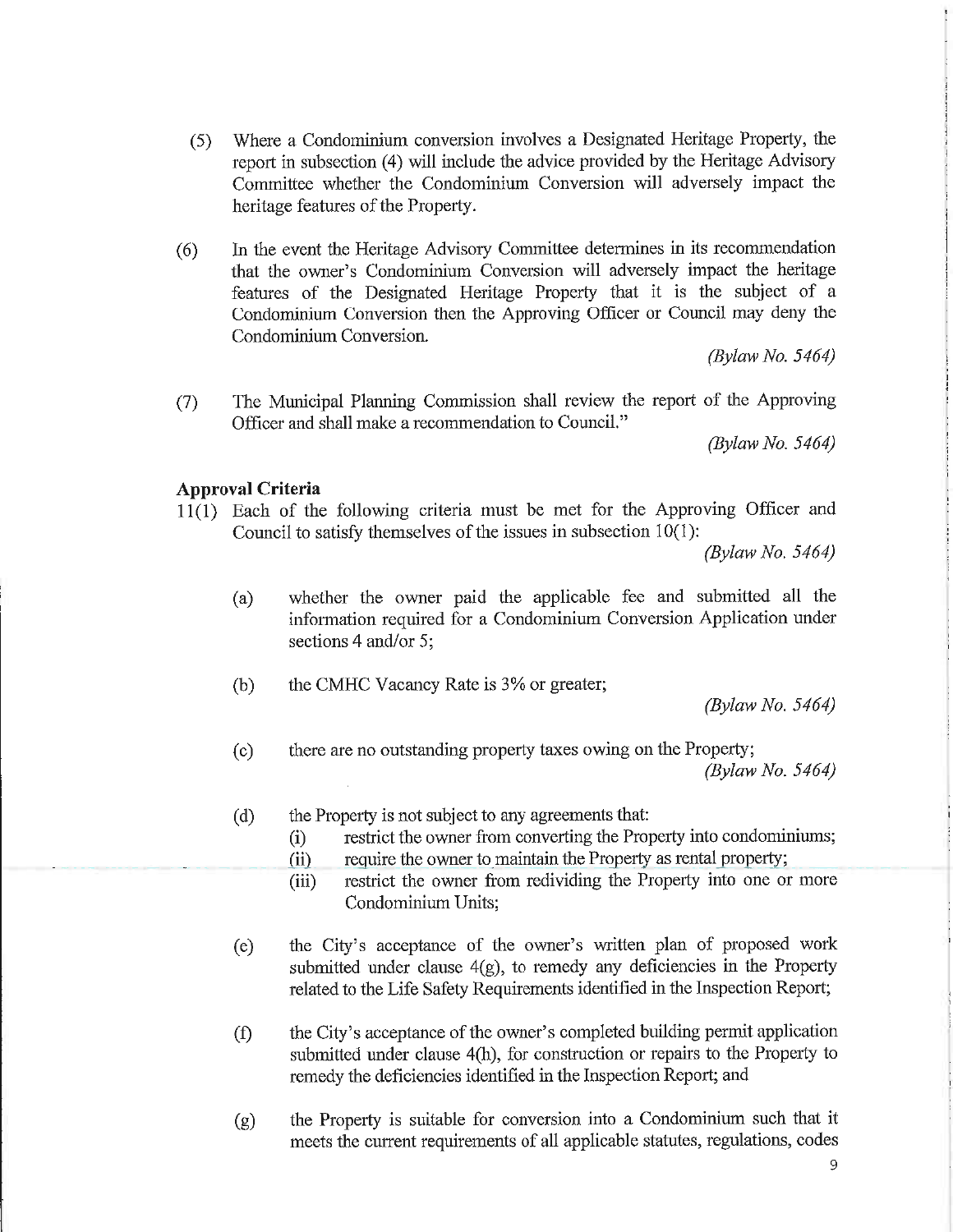(5) Where a Condominium conversion involves a Designated Heritage Property, the report in subsection (4) will include the advice provided by the Heritage Advisory Committee whether the Condominium Conversion will adversely impact the heritage features of the Property.

(6) In the event the Heritage Advisory Committee determines in its recommendation that the owner's Condominium Conversion will adversely impact the heritage features of the Designated Heritage Property that it is the subject of a Condominium Conversion then the Approving Officer or Council may deny the Condominium Conversion.

*(Bylaw No. 5464)*

(7) The Municipal Planning Commission shall review the report of the Approving Officer and shall make a recommendation to Council."

*(Bylaw No. 5464)*

**Approval Criteria**

11(1) Each of the following criteria must be met for the Approving Officer and Council to satisfy themselves of the issues in subsection 10(1):

*(Bylaw No. 5464)*

(a) whether the owner paid the applicable fee and submitted all the information required for a Condominium Conversion Application under sections 4 and/or 5;

(b) the CMHC Vacancy Rate is 3% or greater;

*(Bylaw No. 5464)*

(c) there are no outstanding property taxes owing on the Property;

*(Bylaw No. 5464)*

(d) the Property is not subject to any agreements that:
   (i) restrict the owner from converting the Property into condominiums;
   (ii) require the owner to maintain the Property as rental property;
   (iii) restrict the owner from redividing the Property into one or more Condominium Units;

(e) the City's acceptance of the owner's written plan of proposed work submitted under clause 4(g), to remedy any deficiencies in the Property related to the Life Safety Requirements identified in the Inspection Report;

(f) the City's acceptance of the owner's completed building permit application submitted under clause 4(h), for construction or repairs to the Property to remedy the deficiencies identified in the Inspection Report; and

(g) the Property is suitable for conversion into a Condominium such that it meets the current requirements of all applicable statutes, regulations, codes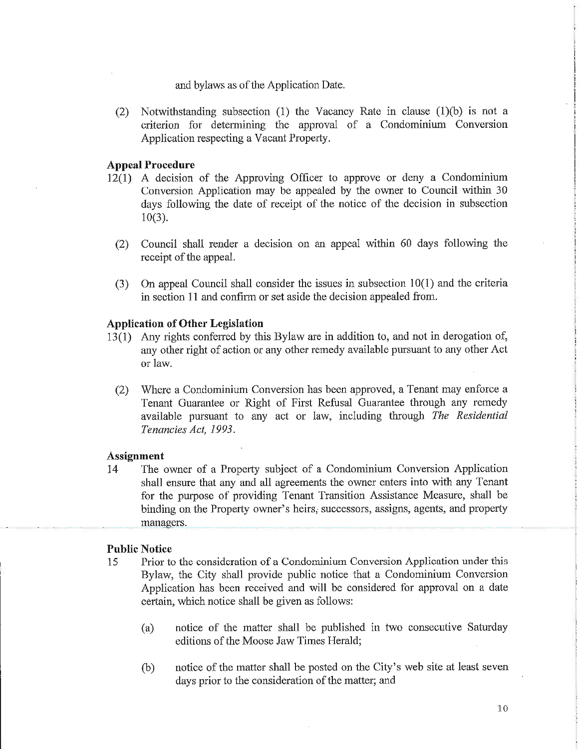and bylaws as of the Application Date.

(2) Notwithstanding subsection (1) the Vacancy Rate in clause (1)(b) is not a criterion for determining the approval of a Condominium Conversion Application respecting a Vacant Property.

**Appeal Procedure**

12(1) A decision of the Approving Officer to approve or deny a Condominium Conversion Application may be appealed by the owner to Council within 30 days following the date of receipt of the notice of the decision in subsection 10(3).

(2) Council shall render a decision on an appeal within 60 days following the receipt of the appeal.

(3) On appeal Council shall consider the issues in subsection 10(1) and the criteria in section 11 and confirm or set aside the decision appealed from.

**Application of Other Legislation**

13(1) Any rights conferred by this Bylaw are in addition to, and not in derogation of, any other right of action or any other remedy available pursuant to any other Act or law.

(2) Where a Condominium Conversion has been approved, a Tenant may enforce a Tenant Guarantee or Right of First Refusal Guarantee through any remedy available pursuant to any act or law, including through *The Residential Tenancies Act, 1993*.

**Assignment**

14 The owner of a Property subject of a Condominium Conversion Application shall ensure that any and all agreements the owner enters into with any Tenant for the purpose of providing Tenant Transition Assistance Measure, shall be binding on the Property owner's heirs, successors, assigns, agents, and property managers.

**Public Notice**

15 Prior to the consideration of a Condominium Conversion Application under this Bylaw, the City shall provide public notice that a Condominium Conversion Application has been received and will be considered for approval on a date certain, which notice shall be given as follows:

(a) notice of the matter shall be published in two consecutive Saturday editions of the Moose Jaw Times Herald;

(b) notice of the matter shall be posted on the City's web site at least seven days prior to the consideration of the matter; and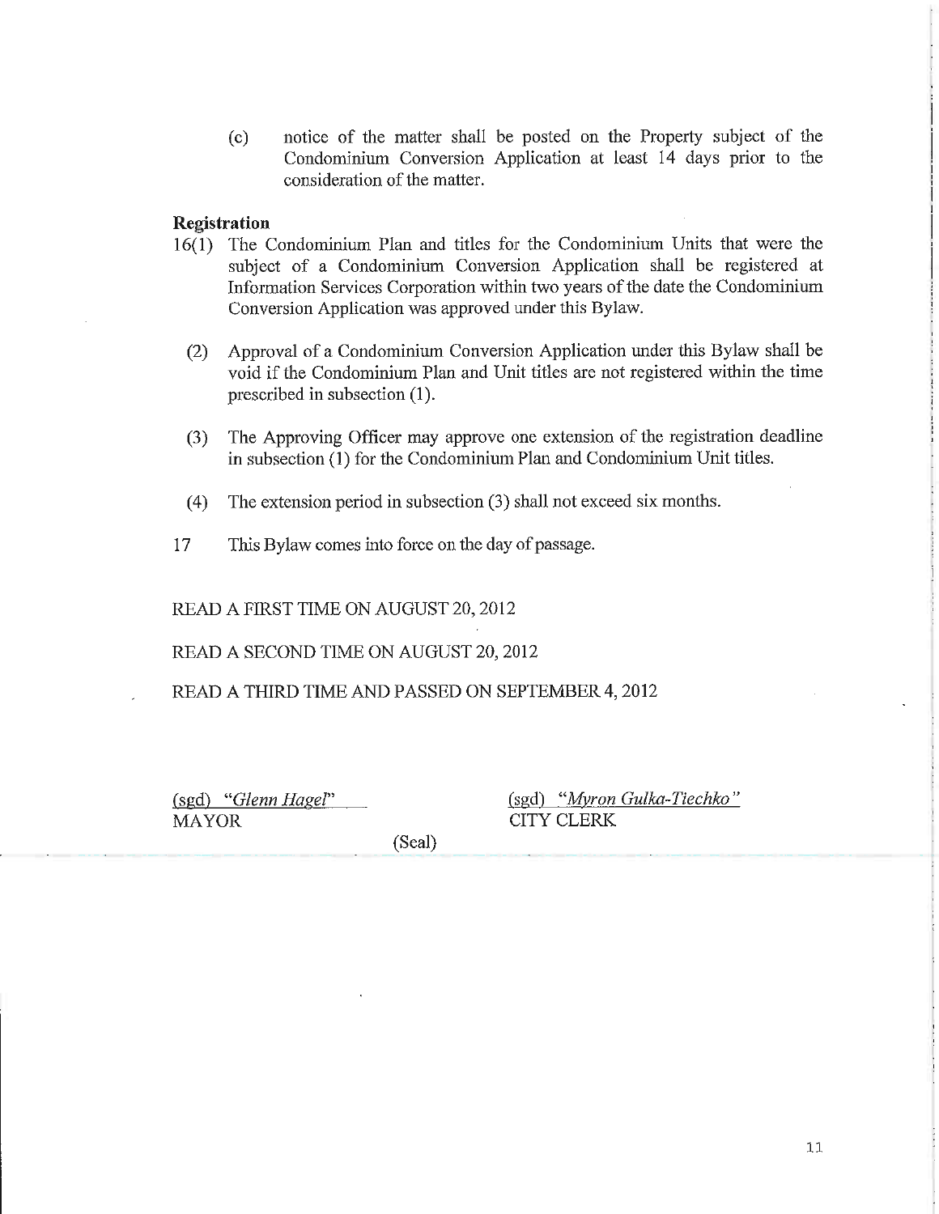(c) notice of the matter shall be posted on the Property subject of the Condominium Conversion Application at least 14 days prior to the consideration of the matter.

**Registration**

16(1) The Condominium Plan and titles for the Condominium Units that were the subject of a Condominium Conversion Application shall be registered at Information Services Corporation within two years of the date the Condominium Conversion Application was approved under this Bylaw.

(2) Approval of a Condominium Conversion Application under this Bylaw shall be void if the Condominium Plan and Unit titles are not registered within the time prescribed in subsection (1).

(3) The Approving Officer may approve one extension of the registration deadline in subsection (1) for the Condominium Plan and Condominium Unit titles.

(4) The extension period in subsection (3) shall not exceed six months.

17 This Bylaw comes into force on the day of passage.

READ A FIRST TIME ON AUGUST 20, 2012

READ A SECOND TIME ON AUGUST 20, 2012

READ A THIRD TIME AND PASSED ON SEPTEMBER 4, 2012

(sgd) *"Glenn Hagel"*
MAYOR

(sgd) *"Myron Gulka-Tiechko"*
CITY CLERK

(Seal)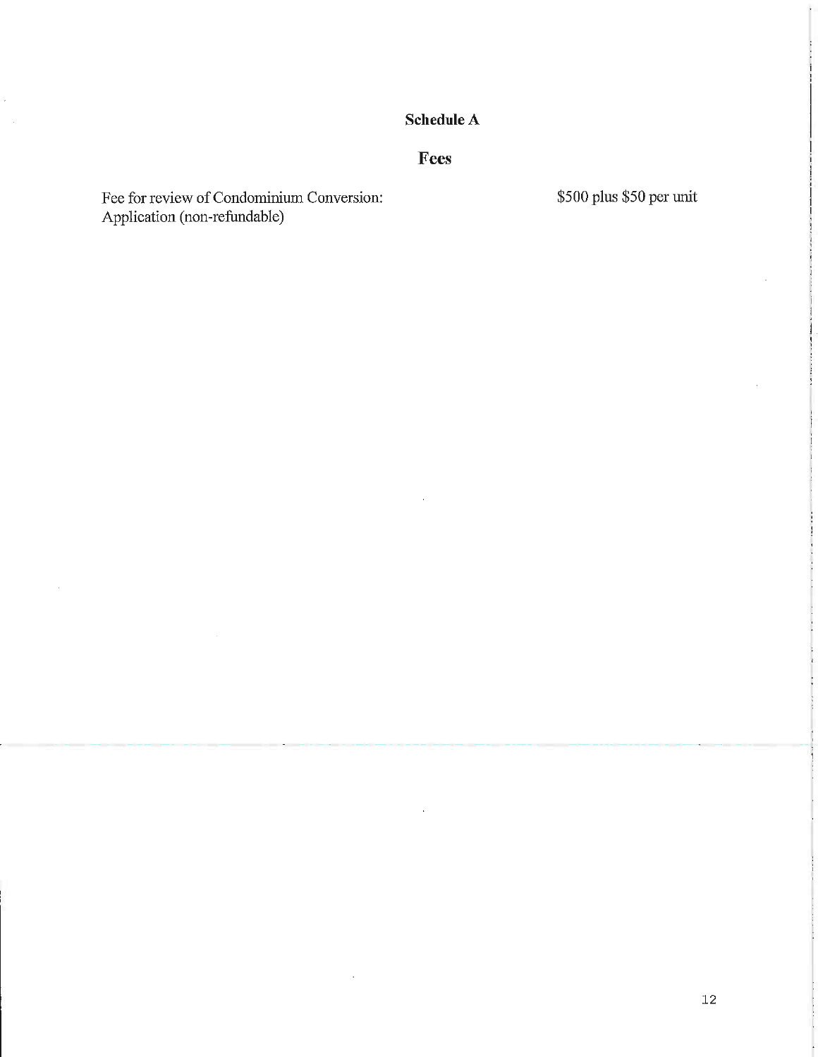## Schedule A

## Fees

| | |
|---|---|
| Fee for review of Condominium Conversion: Application (non-refundable) | $500 plus $50 per unit |